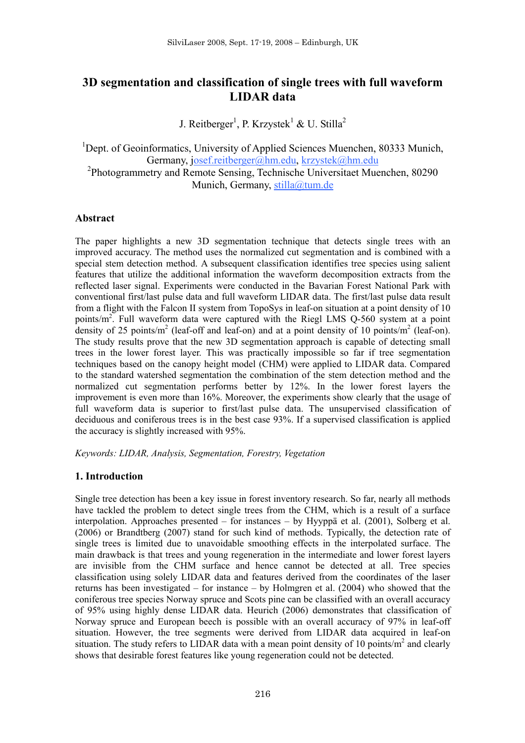# 3D segmentation and classification of single trees with full waveform LIDAR data

J. Reitberger[1], P. Krzystek[1] & U. Stilla[2]

[1]Dept. of Geoinformatics, University of Applied Sciences Muenchen, 80333 Munich, Germany, josef.reitberger@hm.edu, krzystek@hm.edu
[2]Photogrammetry and Remote Sensing, Technische Universitaet Muenchen, 80290 Munich, Germany, stilla@tum.de

## Abstract

The paper highlights a new 3D segmentation technique that detects single trees with an improved accuracy. The method uses the normalized cut segmentation and is combined with a special stem detection method. A subsequent classification identifies tree species using salient features that utilize the additional information the waveform decomposition extracts from the reflected laser signal. Experiments were conducted in the Bavarian Forest National Park with conventional first/last pulse data and full waveform LIDAR data. The first/last pulse data result from a flight with the Falcon II system from TopoSys in leaf-on situation at a point density of 10 points/m$^2$. Full waveform data were captured with the Riegl LMS Q-560 system at a point density of 25 points/m$^2$ (leaf-off and leaf-on) and at a point density of 10 points/m$^2$ (leaf-on). The study results prove that the new 3D segmentation approach is capable of detecting small trees in the lower forest layer. This was practically impossible so far if tree segmentation techniques based on the canopy height model (CHM) were applied to LIDAR data. Compared to the standard watershed segmentation the combination of the stem detection method and the normalized cut segmentation performs better by 12%. In the lower forest layers the improvement is even more than 16%. Moreover, the experiments show clearly that the usage of full waveform data is superior to first/last pulse data. The unsupervised classification of deciduous and coniferous trees is in the best case 93%. If a supervised classification is applied the accuracy is slightly increased with 95%.

*Keywords: LIDAR, Analysis, Segmentation, Forestry, Vegetation*

## 1. Introduction

Single tree detection has been a key issue in forest inventory research. So far, nearly all methods have tackled the problem to detect single trees from the CHM, which is a result of a surface interpolation. Approaches presented – for instances – by Hyyppä et al. (2001), Solberg et al. (2006) or Brandtberg (2007) stand for such kind of methods. Typically, the detection rate of single trees is limited due to unavoidable smoothing effects in the interpolated surface. The main drawback is that trees and young regeneration in the intermediate and lower forest layers are invisible from the CHM surface and hence cannot be detected at all. Tree species classification using solely LIDAR data and features derived from the coordinates of the laser returns has been investigated – for instance – by Holmgren et al. (2004) who showed that the coniferous tree species Norway spruce and Scots pine can be classified with an overall accuracy of 95% using highly dense LIDAR data. Heurich (2006) demonstrates that classification of Norway spruce and European beech is possible with an overall accuracy of 97% in leaf-off situation. However, the tree segments were derived from LIDAR data acquired in leaf-on situation. The study refers to LIDAR data with a mean point density of 10 points/m$^2$ and clearly shows that desirable forest features like young regeneration could not be detected.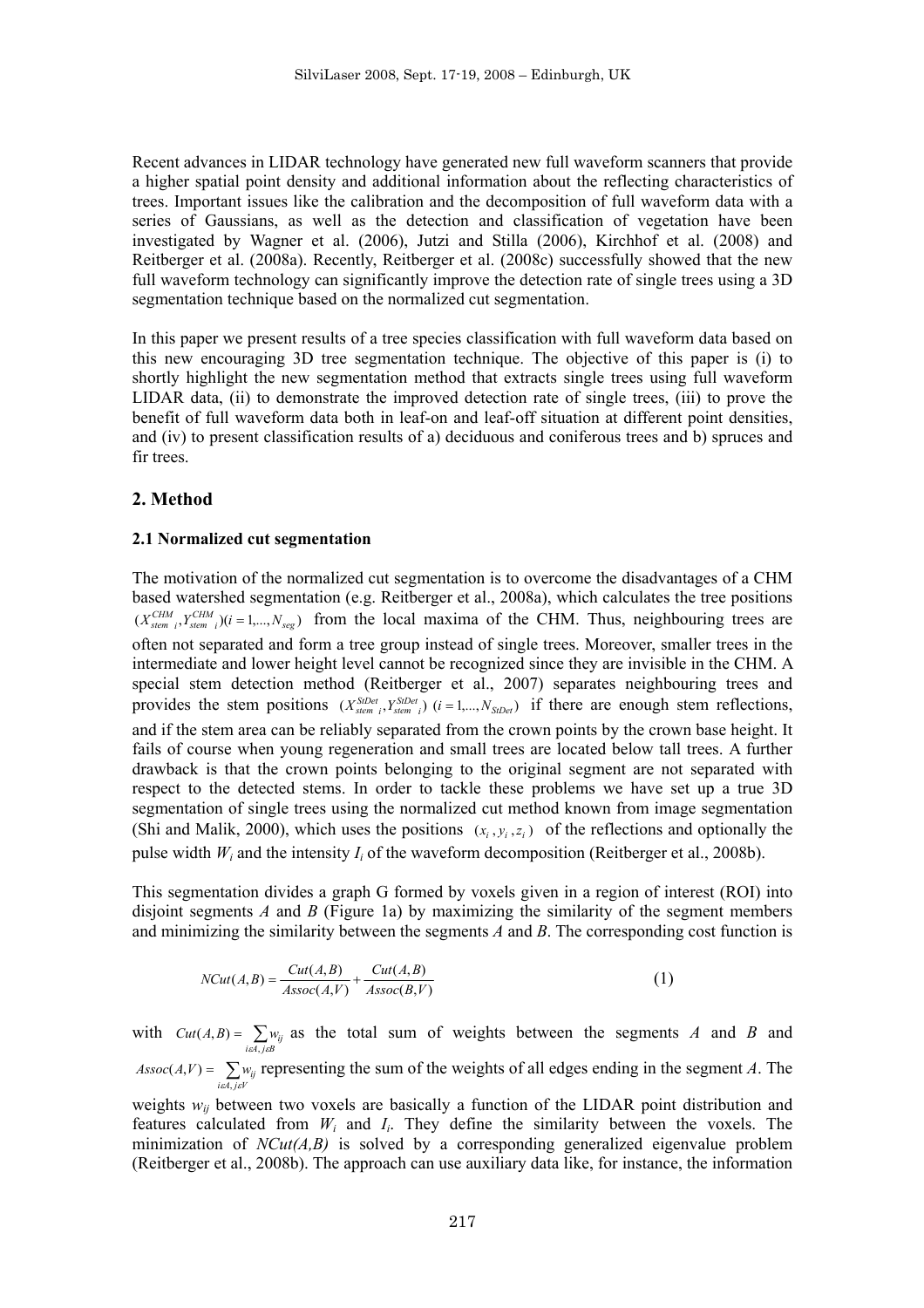Recent advances in LIDAR technology have generated new full waveform scanners that provide a higher spatial point density and additional information about the reflecting characteristics of trees. Important issues like the calibration and the decomposition of full waveform data with a series of Gaussians, as well as the detection and classification of vegetation have been investigated by Wagner et al. (2006), Jutzi and Stilla (2006), Kirchhof et al. (2008) and Reitberger et al. (2008a). Recently, Reitberger et al. (2008c) successfully showed that the new full waveform technology can significantly improve the detection rate of single trees using a 3D segmentation technique based on the normalized cut segmentation.

In this paper we present results of a tree species classification with full waveform data based on this new encouraging 3D tree segmentation technique. The objective of this paper is (i) to shortly highlight the new segmentation method that extracts single trees using full waveform LIDAR data, (ii) to demonstrate the improved detection rate of single trees, (iii) to prove the benefit of full waveform data both in leaf-on and leaf-off situation at different point densities, and (iv) to present classification results of a) deciduous and coniferous trees and b) spruces and fir trees.

## 2. Method

### 2.1 Normalized cut segmentation

The motivation of the normalized cut segmentation is to overcome the disadvantages of a CHM based watershed segmentation (e.g. Reitberger et al., 2008a), which calculates the tree positions $(X_{stem\ i}^{CHM}, Y_{stem\ i}^{CHM})(i = 1,...,N_{seg})$ from the local maxima of the CHM. Thus, neighbouring trees are often not separated and form a tree group instead of single trees. Moreover, smaller trees in the intermediate and lower height level cannot be recognized since they are invisible in the CHM. A special stem detection method (Reitberger et al., 2007) separates neighbouring trees and provides the stem positions $(X_{stem\ i}^{StDet}, Y_{stem\ i}^{StDet})\ (i = 1,...,N_{StDet})$ if there are enough stem reflections, and if the stem area can be reliably separated from the crown points by the crown base height. It fails of course when young regeneration and small trees are located below tall trees. A further drawback is that the crown points belonging to the original segment are not separated with respect to the detected stems. In order to tackle these problems we have set up a true 3D segmentation of single trees using the normalized cut method known from image segmentation (Shi and Malik, 2000), which uses the positions $(x_i, y_i, z_i)$ of the reflections and optionally the pulse width $W_i$ and the intensity $I_i$ of the waveform decomposition (Reitberger et al., 2008b).

This segmentation divides a graph G formed by voxels given in a region of interest (ROI) into disjoint segments *A* and *B* (Figure 1a) by maximizing the similarity of the segment members and minimizing the similarity between the segments *A* and *B*. The corresponding cost function is

$$NCut(A,B) = \frac{Cut(A,B)}{Assoc(A,V)} + \frac{Cut(A,B)}{Assoc(B,V)} \qquad (1)$$

with $Cut(A,B) = \sum_{i \varepsilon A, j \varepsilon B} w_{ij}$ as the total sum of weights between the segments *A* and *B* and $Assoc(A,V) = \sum_{i \varepsilon A, j \varepsilon V} w_{ij}$ representing the sum of the weights of all edges ending in the segment *A*. The weights $w_{ij}$ between two voxels are basically a function of the LIDAR point distribution and features calculated from $W_i$ and $I_i$. They define the similarity between the voxels. The minimization of $NCut(A,B)$ is solved by a corresponding generalized eigenvalue problem (Reitberger et al., 2008b). The approach can use auxiliary data like, for instance, the information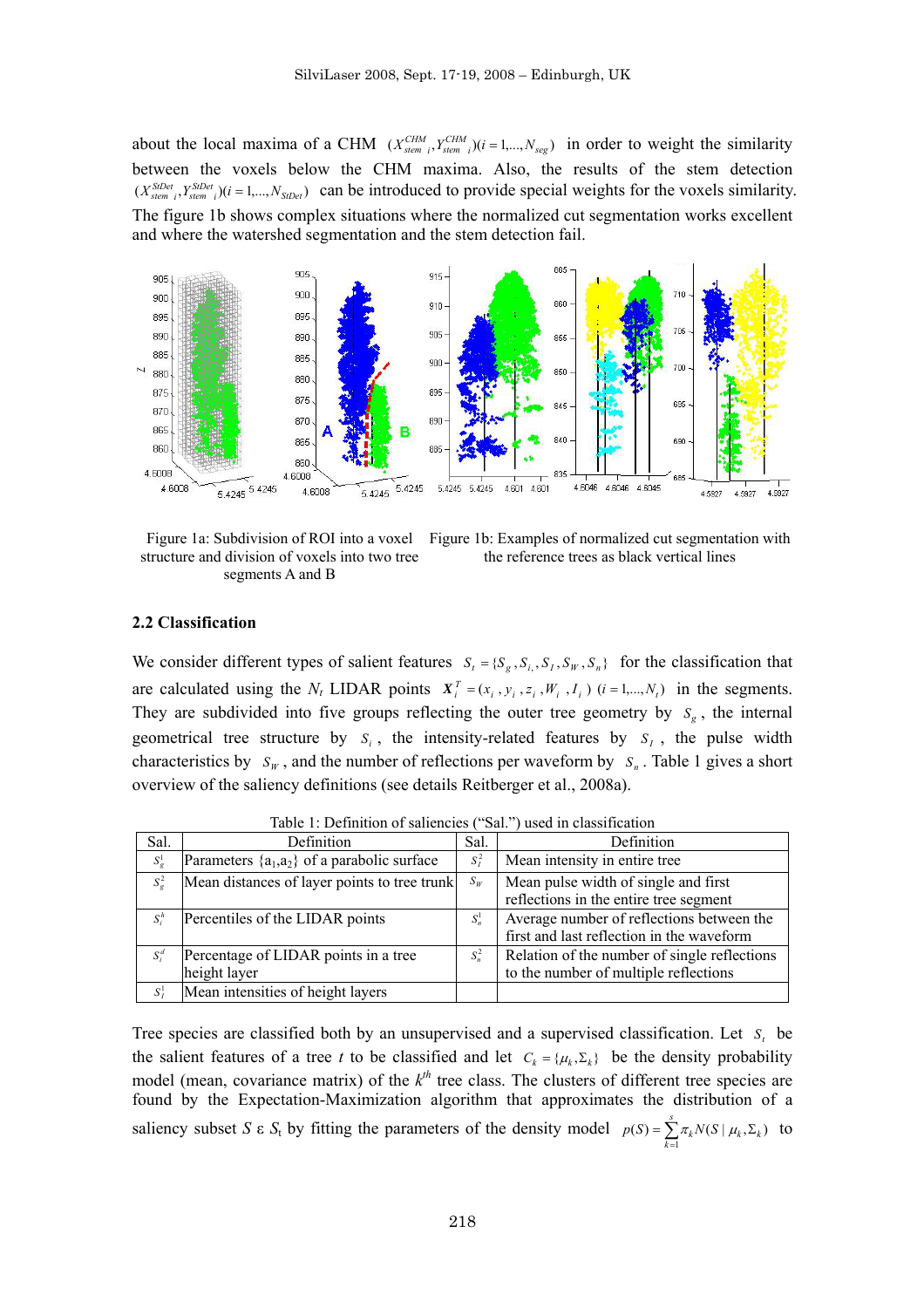about the local maxima of a CHM $(X_{stem\ i}^{CHM}, Y_{stem\ i}^{CHM})(i=1,...,N_{seg})$ in order to weight the similarity between the voxels below the CHM maxima. Also, the results of the stem detection $(X_{stem\ i}^{StDet}, Y_{stem\ i}^{StDet})(i=1,...,N_{StDet})$ can be introduced to provide special weights for the voxels similarity. The figure 1b shows complex situations where the normalized cut segmentation works excellent and where the watershed segmentation and the stem detection fail.

Figure 1a: Subdivision of ROI into a voxel structure and division of voxels into two tree segments A and B

Figure 1b: Examples of normalized cut segmentation with the reference trees as black vertical lines

### 2.2 Classification

We consider different types of salient features $S_t = \{S_g, S_i, S_I, S_W, S_n\}$ for the classification that are calculated using the $N_t$ LIDAR points $\boldsymbol{X}_i^T = (x_i, y_i, z_i, W_i, I_i)$ $(i=1,...,N_t)$ in the segments. They are subdivided into five groups reflecting the outer tree geometry by $S_g$, the internal geometrical tree structure by $S_i$, the intensity-related features by $S_I$, the pulse width characteristics by $S_W$, and the number of reflections per waveform by $S_n$. Table 1 gives a short overview of the saliency definitions (see details Reitberger et al., 2008a).

Table 1: Definition of saliencies ("Sal.") used in classification

| Sal. | Definition | Sal. | Definition |
|---|---|---|---|
| $S_g^1$ | Parameters $\{a_1, a_2\}$ of a parabolic surface | $S_I^2$ | Mean intensity in entire tree |
| $S_g^2$ | Mean distances of layer points to tree trunk | $S_W$ | Mean pulse width of single and first reflections in the entire tree segment |
| $S_i^h$ | Percentiles of the LIDAR points | $S_n^1$ | Average number of reflections between the first and last reflection in the waveform |
| $S_i^d$ | Percentage of LIDAR points in a tree height layer | $S_n^2$ | Relation of the number of single reflections to the number of multiple reflections |
| $S_I^1$ | Mean intensities of height layers | | |

Tree species are classified both by an unsupervised and a supervised classification. Let $S_t$ be the salient features of a tree $t$ to be classified and let $C_k = \{\mu_k, \Sigma_k\}$ be the density probability model (mean, covariance matrix) of the $k^{th}$ tree class. The clusters of different tree species are found by the Expectation-Maximization algorithm that approximates the distribution of a saliency subset $S$ ε $S_t$ by fitting the parameters of the density model $p(S) = \sum_{k=1}^{s} \pi_k N(S \mid \mu_k, \Sigma_k)$ to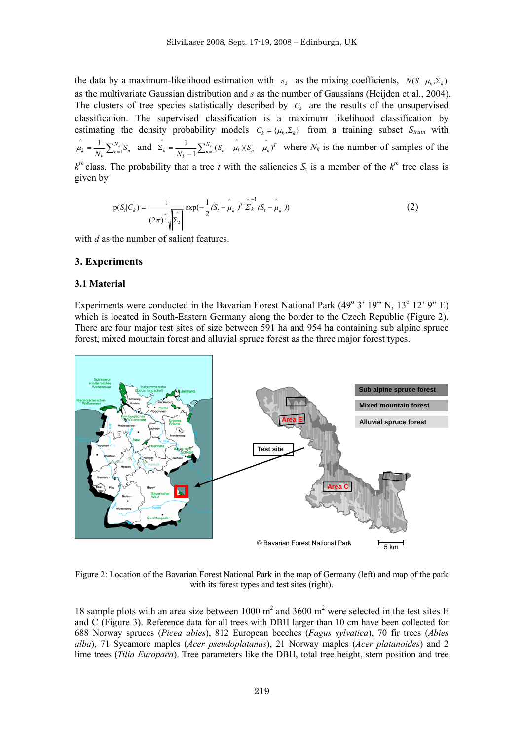the data by a maximum-likelihood estimation with $\pi_k$ as the mixing coefficients, $N(S \mid \mu_k, \Sigma_k)$ as the multivariate Gaussian distribution and $s$ as the number of Gaussians (Heijden et al., 2004). The clusters of tree species statistically described by $C_k$ are the results of the unsupervised classification. The supervised classification is a maximum likelihood classification by estimating the density probability models $C_k = \{\mu_k, \Sigma_k\}$ from a training subset $S_{train}$ with $\hat{\mu}_k = \frac{1}{N_k}\sum_{n=1}^{N_k} S_n$ and $\hat{\Sigma}_k = \frac{1}{N_k - 1}\sum_{n=1}^{N_k}(S_n - \hat{\mu}_k)(S_n - \hat{\mu}_k)^T$ where $N_k$ is the number of samples of the $k^{th}$ class. The probability that a tree $t$ with the saliencies $S_t$ is a member of the $k^{th}$ tree class is given by

$$p(S_t|C_k) = \frac{1}{(2\pi)^{\frac{d}{2}}\sqrt{|\hat{\Sigma}_k|}} \exp\left(-\frac{1}{2}(S_t - \hat{\mu}_k)^T \hat{\Sigma}_k^{-1} (S_t - \hat{\mu}_k)\right) \quad (2)$$

with $d$ as the number of salient features.

## 3. Experiments

### 3.1 Material

Experiments were conducted in the Bavarian Forest National Park (49° 3' 19" N, 13° 12' 9" E) which is located in South-Eastern Germany along the border to the Czech Republic (Figure 2). There are four major test sites of size between 591 ha and 954 ha containing sub alpine spruce forest, mixed mountain forest and alluvial spruce forest as the three major forest types.

Figure 2: Location of the Bavarian Forest National Park in the map of Germany (left) and map of the park with its forest types and test sites (right).

18 sample plots with an area size between 1000 m² and 3600 m² were selected in the test sites E and C (Figure 3). Reference data for all trees with DBH larger than 10 cm have been collected for 688 Norway spruces (*Picea abies*), 812 European beeches (*Fagus sylvatica*), 70 fir trees (*Abies alba*), 71 Sycamore maples (*Acer pseudoplatanus*), 21 Norway maples (*Acer platanoides*) and 2 lime trees (*Tilia Europaea*). Tree parameters like the DBH, total tree height, stem position and tree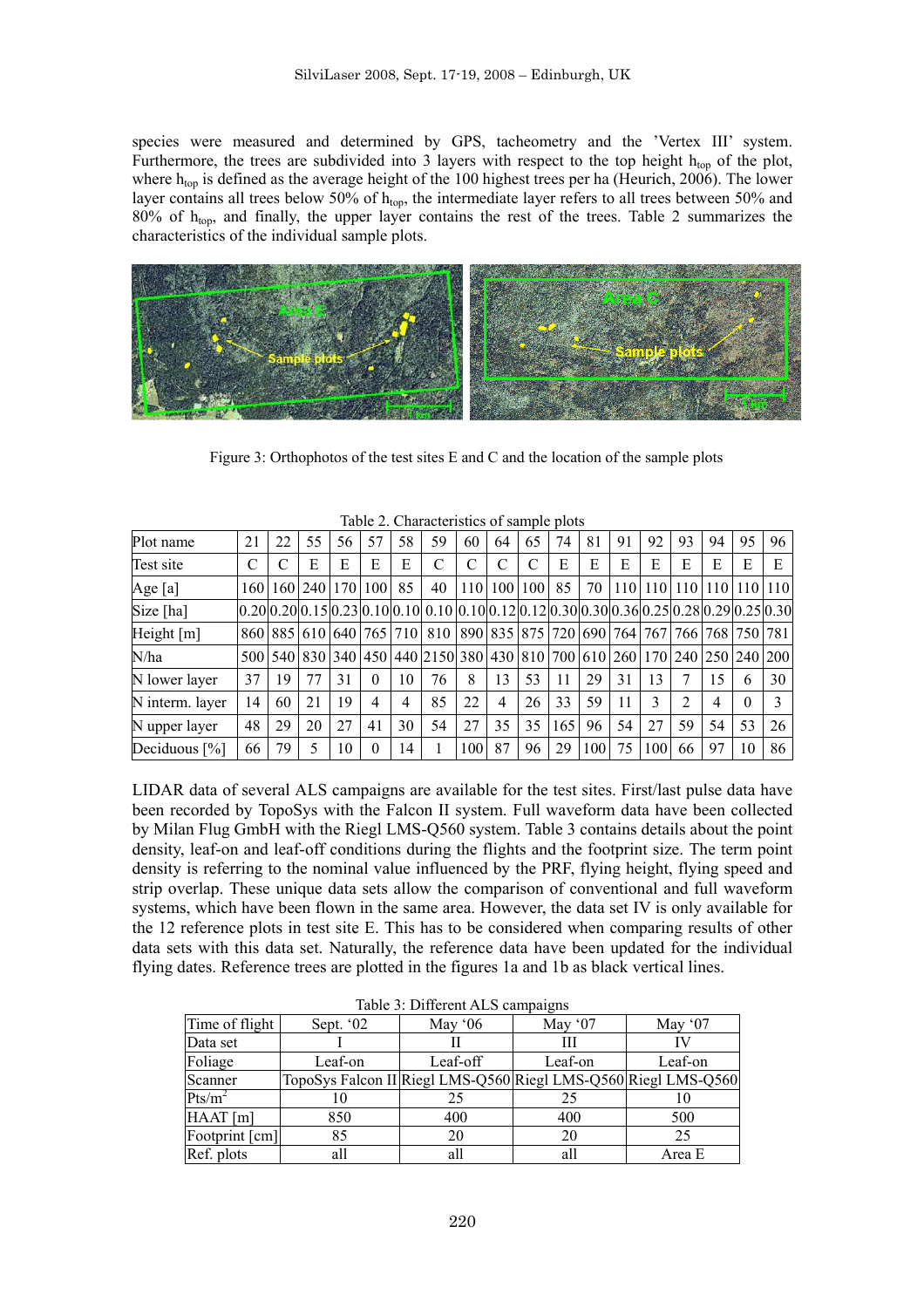species were measured and determined by GPS, tacheometry and the 'Vertex III' system. Furthermore, the trees are subdivided into 3 layers with respect to the top height $h_{top}$ of the plot, where $h_{top}$ is defined as the average height of the 100 highest trees per ha (Heurich, 2006). The lower layer contains all trees below 50% of $h_{top}$, the intermediate layer refers to all trees between 50% and 80% of $h_{top}$, and finally, the upper layer contains the rest of the trees. Table 2 summarizes the characteristics of the individual sample plots.

Figure 3: Orthophotos of the test sites E and C and the location of the sample plots

Table 2. Characteristics of sample plots

| Plot name | 21 | 22 | 55 | 56 | 57 | 58 | 59 | 60 | 64 | 65 | 74 | 81 | 91 | 92 | 93 | 94 | 95 | 96 |
|---|---|---|---|---|---|---|---|---|---|---|---|---|---|---|---|---|---|---|
| Test site | C | C | E | E | E | E | C | C | C | C | E | E | E | E | E | E | E | E |
| Age [a] | 160 | 160 | 240 | 170 | 100 | 85 | 40 | 110 | 100 | 100 | 85 | 70 | 110 | 110 | 110 | 110 | 110 | 110 |
| Size [ha] | 0.20 | 0.20 | 0.15 | 0.23 | 0.10 | 0.10 | 0.10 | 0.10 | 0.12 | 0.12 | 0.30 | 0.30 | 0.36 | 0.25 | 0.28 | 0.29 | 0.25 | 0.30 |
| Height [m] | 860 | 885 | 610 | 640 | 765 | 710 | 810 | 890 | 835 | 875 | 720 | 690 | 764 | 767 | 766 | 768 | 750 | 781 |
| N/ha | 500 | 540 | 830 | 340 | 450 | 440 | 2150 | 380 | 430 | 810 | 700 | 610 | 260 | 170 | 240 | 250 | 240 | 200 |
| N lower layer | 37 | 19 | 77 | 31 | 0 | 10 | 76 | 8 | 13 | 53 | 11 | 29 | 31 | 13 | 7 | 15 | 6 | 30 |
| N interm. layer | 14 | 60 | 21 | 19 | 4 | 4 | 85 | 22 | 4 | 26 | 33 | 59 | 11 | 3 | 2 | 4 | 0 | 3 |
| N upper layer | 48 | 29 | 20 | 27 | 41 | 30 | 54 | 27 | 35 | 35 | 165 | 96 | 54 | 27 | 59 | 54 | 53 | 26 |
| Deciduous [%] | 66 | 79 | 5 | 10 | 0 | 14 | 1 | 100 | 87 | 96 | 29 | 100 | 75 | 100 | 66 | 97 | 10 | 86 |

LIDAR data of several ALS campaigns are available for the test sites. First/last pulse data have been recorded by TopoSys with the Falcon II system. Full waveform data have been collected by Milan Flug GmbH with the Riegl LMS-Q560 system. Table 3 contains details about the point density, leaf-on and leaf-off conditions during the flights and the footprint size. The term point density is referring to the nominal value influenced by the PRF, flying height, flying speed and strip overlap. These unique data sets allow the comparison of conventional and full waveform systems, which have been flown in the same area. However, the data set IV is only available for the 12 reference plots in test site E. This has to be considered when comparing results of other data sets with this data set. Naturally, the reference data have been updated for the individual flying dates. Reference trees are plotted in the figures 1a and 1b as black vertical lines.

Table 3: Different ALS campaigns

| Time of flight | Sept. '02 | May '06 | May '07 | May '07 |
|---|---|---|---|---|
| Data set | I | II | III | IV |
| Foliage | Leaf-on | Leaf-off | Leaf-on | Leaf-on |
| Scanner | TopoSys Falcon II | Riegl LMS-Q560 | Riegl LMS-Q560 | Riegl LMS-Q560 |
| Pts/m$^2$ | 10 | 25 | 25 | 10 |
| HAAT [m] | 850 | 400 | 400 | 500 |
| Footprint [cm] | 85 | 20 | 20 | 25 |
| Ref. plots | all | all | all | Area E |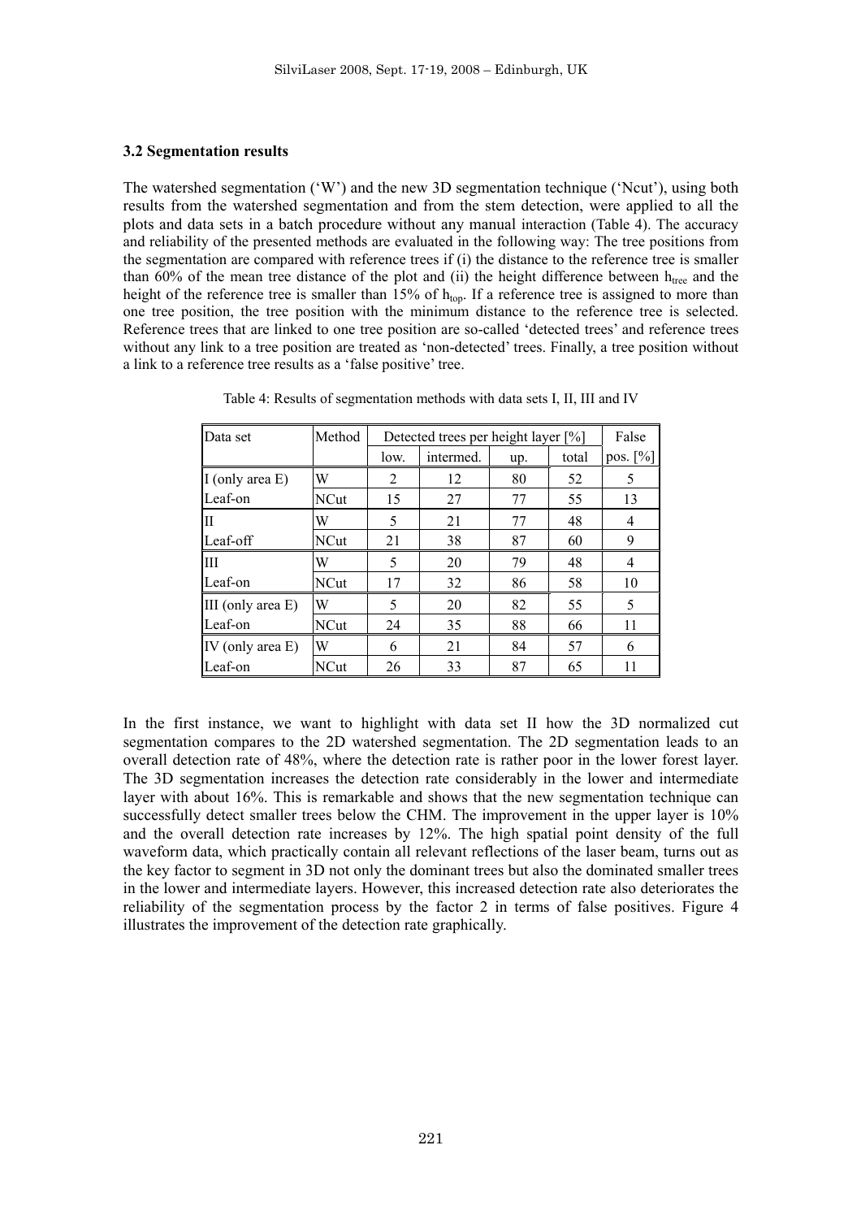### 3.2 Segmentation results

The watershed segmentation ('W') and the new 3D segmentation technique ('Ncut'), using both results from the watershed segmentation and from the stem detection, were applied to all the plots and data sets in a batch procedure without any manual interaction (Table 4). The accuracy and reliability of the presented methods are evaluated in the following way: The tree positions from the segmentation are compared with reference trees if (i) the distance to the reference tree is smaller than 60% of the mean tree distance of the plot and (ii) the height difference between $h_{tree}$ and the height of the reference tree is smaller than 15% of $h_{top}$. If a reference tree is assigned to more than one tree position, the tree position with the minimum distance to the reference tree is selected. Reference trees that are linked to one tree position are so-called 'detected trees' and reference trees without any link to a tree position are treated as 'non-detected' trees. Finally, a tree position without a link to a reference tree results as a 'false positive' tree.

Table 4: Results of segmentation methods with data sets I, II, III and IV

| Data set | Method | Detected trees per height layer [%] | | | | False |
|---|---|---|---|---|---|---|
| | | low. | intermed. | up. | total | pos. [%] |
| I (only area E) | W | 2 | 12 | 80 | 52 | 5 |
| Leaf-on | NCut | 15 | 27 | 77 | 55 | 13 |
| II | W | 5 | 21 | 77 | 48 | 4 |
| Leaf-off | NCut | 21 | 38 | 87 | 60 | 9 |
| III | W | 5 | 20 | 79 | 48 | 4 |
| Leaf-on | NCut | 17 | 32 | 86 | 58 | 10 |
| III (only area E) | W | 5 | 20 | 82 | 55 | 5 |
| Leaf-on | NCut | 24 | 35 | 88 | 66 | 11 |
| IV (only area E) | W | 6 | 21 | 84 | 57 | 6 |
| Leaf-on | NCut | 26 | 33 | 87 | 65 | 11 |

In the first instance, we want to highlight with data set II how the 3D normalized cut segmentation compares to the 2D watershed segmentation. The 2D segmentation leads to an overall detection rate of 48%, where the detection rate is rather poor in the lower forest layer. The 3D segmentation increases the detection rate considerably in the lower and intermediate layer with about 16%. This is remarkable and shows that the new segmentation technique can successfully detect smaller trees below the CHM. The improvement in the upper layer is 10% and the overall detection rate increases by 12%. The high spatial point density of the full waveform data, which practically contain all relevant reflections of the laser beam, turns out as the key factor to segment in 3D not only the dominant trees but also the dominated smaller trees in the lower and intermediate layers. However, this increased detection rate also deteriorates the reliability of the segmentation process by the factor 2 in terms of false positives. Figure 4 illustrates the improvement of the detection rate graphically.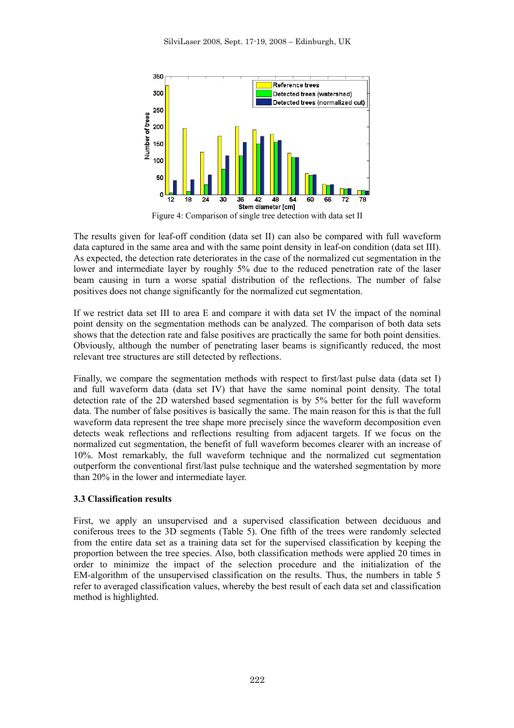Figure 4: Comparison of single tree detection with data set II

The results given for leaf-off condition (data set II) can also be compared with full waveform data captured in the same area and with the same point density in leaf-on condition (data set III). As expected, the detection rate deteriorates in the case of the normalized cut segmentation in the lower and intermediate layer by roughly 5% due to the reduced penetration rate of the laser beam causing in turn a worse spatial distribution of the reflections. The number of false positives does not change significantly for the normalized cut segmentation.

If we restrict data set III to area E and compare it with data set IV the impact of the nominal point density on the segmentation methods can be analyzed. The comparison of both data sets shows that the detection rate and false positives are practically the same for both point densities. Obviously, although the number of penetrating laser beams is significantly reduced, the most relevant tree structures are still detected by reflections.

Finally, we compare the segmentation methods with respect to first/last pulse data (data set I) and full waveform data (data set IV) that have the same nominal point density. The total detection rate of the 2D watershed based segmentation is by 5% better for the full waveform data. The number of false positives is basically the same. The main reason for this is that the full waveform data represent the tree shape more precisely since the waveform decomposition even detects weak reflections and reflections resulting from adjacent targets. If we focus on the normalized cut segmentation, the benefit of full waveform becomes clearer with an increase of 10%. Most remarkably, the full waveform technique and the normalized cut segmentation outperform the conventional first/last pulse technique and the watershed segmentation by more than 20% in the lower and intermediate layer.

### 3.3 Classification results

First, we apply an unsupervised and a supervised classification between deciduous and coniferous trees to the 3D segments (Table 5). One fifth of the trees were randomly selected from the entire data set as a training data set for the supervised classification by keeping the proportion between the tree species. Also, both classification methods were applied 20 times in order to minimize the impact of the selection procedure and the initialization of the EM-algorithm of the unsupervised classification on the results. Thus, the numbers in table 5 refer to averaged classification values, whereby the best result of each data set and classification method is highlighted.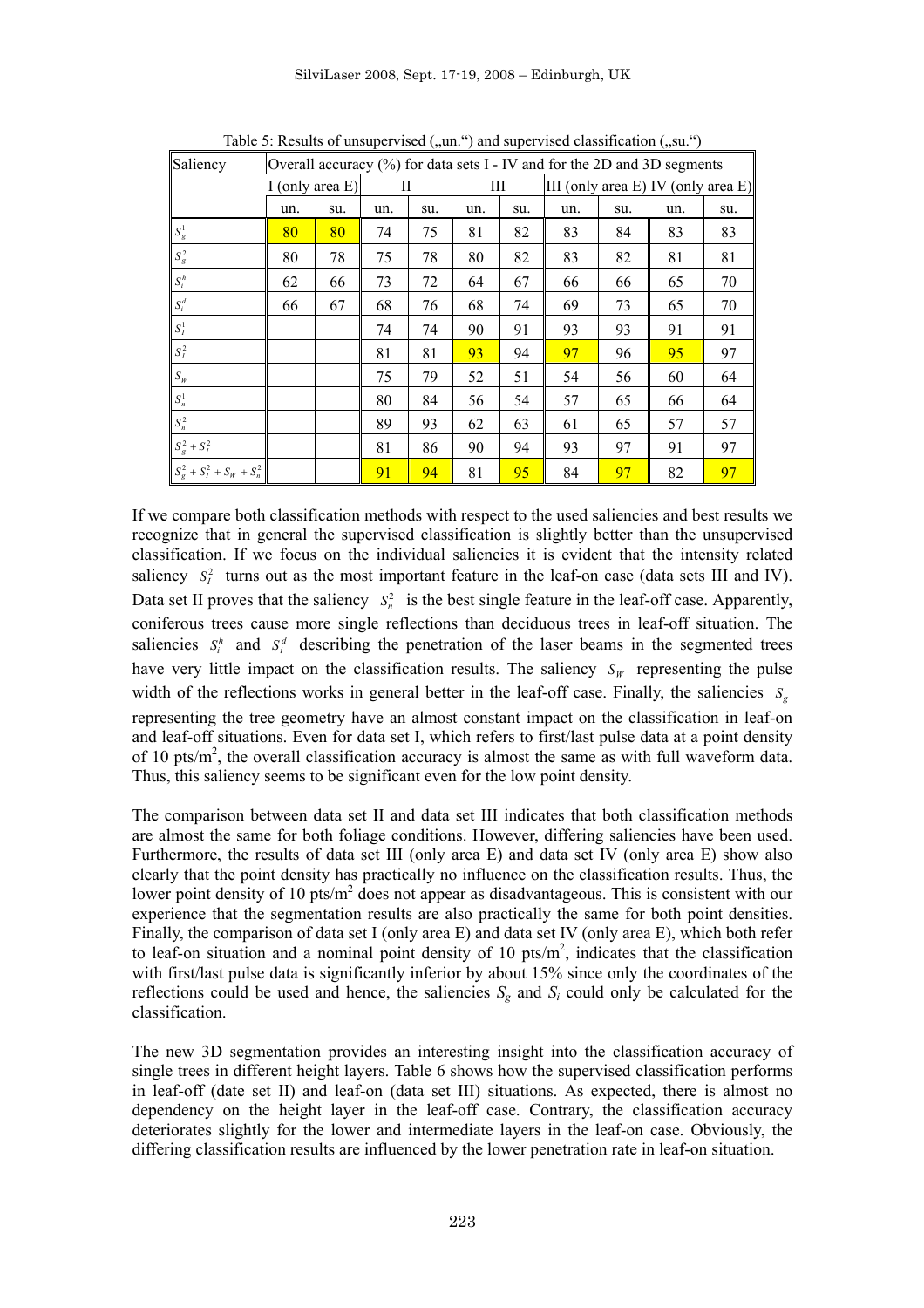Table 5: Results of unsupervised („un.“) and supervised classification („su.“)

| Saliency | Overall accuracy (%) for data sets I - IV and for the 2D and 3D segments | | | | | | | | | |
|---|---|---|---|---|---|---|---|---|---|---|
| | I (only area E) | | II | | III | | III (only area E) | | IV (only area E) | |
| | un. | su. | un. | su. | un. | su. | un. | su. | un. | su. |
| $S_g^1$ | 80 | 80 | 74 | 75 | 81 | 82 | 83 | 84 | 83 | 83 |
| $S_g^2$ | 80 | 78 | 75 | 78 | 80 | 82 | 83 | 82 | 81 | 81 |
| $S_i^h$ | 62 | 66 | 73 | 72 | 64 | 67 | 66 | 66 | 65 | 70 |
| $S_i^d$ | 66 | 67 | 68 | 76 | 68 | 74 | 69 | 73 | 65 | 70 |
| $S_I^1$ | | | 74 | 74 | 90 | 91 | 93 | 93 | 91 | 91 |
| $S_I^2$ | | | 81 | 81 | 93 | 94 | 97 | 96 | 95 | 97 |
| $S_W$ | | | 75 | 79 | 52 | 51 | 54 | 56 | 60 | 64 |
| $S_n^1$ | | | 80 | 84 | 56 | 54 | 57 | 65 | 66 | 64 |
| $S_n^2$ | | | 89 | 93 | 62 | 63 | 61 | 65 | 57 | 57 |
| $S_g^2 + S_I^2$ | | | 81 | 86 | 90 | 94 | 93 | 97 | 91 | 97 |
| $S_g^2 + S_I^2 + S_W + S_n^2$ | | | 91 | 94 | 81 | 95 | 84 | 97 | 82 | 97 |

If we compare both classification methods with respect to the used saliencies and best results we recognize that in general the supervised classification is slightly better than the unsupervised classification. If we focus on the individual saliencies it is evident that the intensity related saliency $S_I^2$ turns out as the most important feature in the leaf-on case (data sets III and IV). Data set II proves that the saliency $S_n^2$ is the best single feature in the leaf-off case. Apparently, coniferous trees cause more single reflections than deciduous trees in leaf-off situation. The saliencies $S_i^h$ and $S_i^d$ describing the penetration of the laser beams in the segmented trees have very little impact on the classification results. The saliency $S_W$ representing the pulse width of the reflections works in general better in the leaf-off case. Finally, the saliencies $S_g$ representing the tree geometry have an almost constant impact on the classification in leaf-on and leaf-off situations. Even for data set I, which refers to first/last pulse data at a point density of 10 pts/m$^2$, the overall classification accuracy is almost the same as with full waveform data. Thus, this saliency seems to be significant even for the low point density.

The comparison between data set II and data set III indicates that both classification methods are almost the same for both foliage conditions. However, differing saliencies have been used. Furthermore, the results of data set III (only area E) and data set IV (only area E) show also clearly that the point density has practically no influence on the classification results. Thus, the lower point density of 10 pts/m$^2$ does not appear as disadvantageous. This is consistent with our experience that the segmentation results are also practically the same for both point densities. Finally, the comparison of data set I (only area E) and data set IV (only area E), which both refer to leaf-on situation and a nominal point density of 10 pts/m$^2$, indicates that the classification with first/last pulse data is significantly inferior by about 15% since only the coordinates of the reflections could be used and hence, the saliencies $S_g$ and $S_i$ could only be calculated for the classification.

The new 3D segmentation provides an interesting insight into the classification accuracy of single trees in different height layers. Table 6 shows how the supervised classification performs in leaf-off (date set II) and leaf-on (data set III) situations. As expected, there is almost no dependency on the height layer in the leaf-off case. Contrary, the classification accuracy deteriorates slightly for the lower and intermediate layers in the leaf-on case. Obviously, the differing classification results are influenced by the lower penetration rate in leaf-on situation.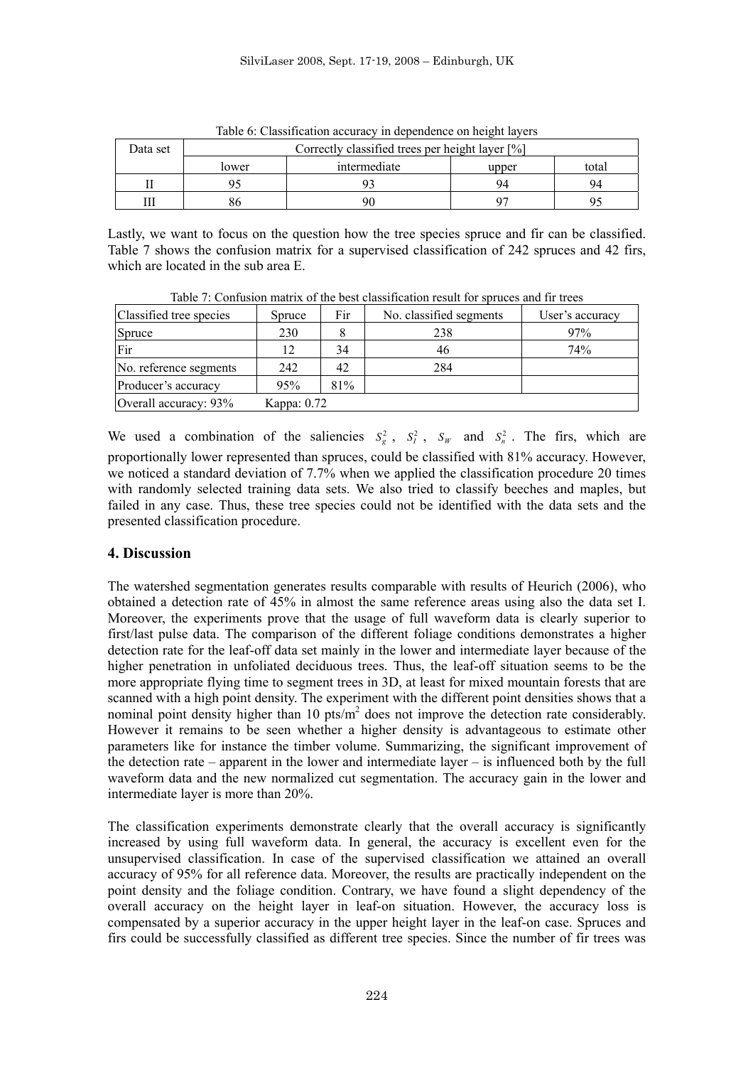Table 6: Classification accuracy in dependence on height layers

| Data set | Correctly classified trees per height layer [%] | | | |
|---|---|---|---|---|
| | lower | intermediate | upper | total |
| II | 95 | 93 | 94 | 94 |
| III | 86 | 90 | 97 | 95 |

Lastly, we want to focus on the question how the tree species spruce and fir can be classified. Table 7 shows the confusion matrix for a supervised classification of 242 spruces and 42 firs, which are located in the sub area E.

Table 7: Confusion matrix of the best classification result for spruces and fir trees

| Classified tree species | Spruce | Fir | No. classified segments | User's accuracy |
|---|---|---|---|---|
| Spruce | 230 | 8 | 238 | 97% |
| Fir | 12 | 34 | 46 | 74% |
| No. reference segments | 242 | 42 | 284 | |
| Producer's accuracy | 95% | 81% | | |
| Overall accuracy: 93% | Kappa: 0.72 | | | |

We used a combination of the saliencies $S_g^2$, $S_l^2$, $S_W$ and $S_n^2$. The firs, which are proportionally lower represented than spruces, could be classified with 81% accuracy. However, we noticed a standard deviation of 7.7% when we applied the classification procedure 20 times with randomly selected training data sets. We also tried to classify beeches and maples, but failed in any case. Thus, these tree species could not be identified with the data sets and the presented classification procedure.

## 4. Discussion

The watershed segmentation generates results comparable with results of Heurich (2006), who obtained a detection rate of 45% in almost the same reference areas using also the data set I. Moreover, the experiments prove that the usage of full waveform data is clearly superior to first/last pulse data. The comparison of the different foliage conditions demonstrates a higher detection rate for the leaf-off data set mainly in the lower and intermediate layer because of the higher penetration in unfoliated deciduous trees. Thus, the leaf-off situation seems to be the more appropriate flying time to segment trees in 3D, at least for mixed mountain forests that are scanned with a high point density. The experiment with the different point densities shows that a nominal point density higher than 10 pts/m$^2$ does not improve the detection rate considerably. However it remains to be seen whether a higher density is advantageous to estimate other parameters like for instance the timber volume. Summarizing, the significant improvement of the detection rate – apparent in the lower and intermediate layer – is influenced both by the full waveform data and the new normalized cut segmentation. The accuracy gain in the lower and intermediate layer is more than 20%.

The classification experiments demonstrate clearly that the overall accuracy is significantly increased by using full waveform data. In general, the accuracy is excellent even for the unsupervised classification. In case of the supervised classification we attained an overall accuracy of 95% for all reference data. Moreover, the results are practically independent on the point density and the foliage condition. Contrary, we have found a slight dependency of the overall accuracy on the height layer in leaf-on situation. However, the accuracy loss is compensated by a superior accuracy in the upper height layer in the leaf-on case. Spruces and firs could be successfully classified as different tree species. Since the number of fir trees was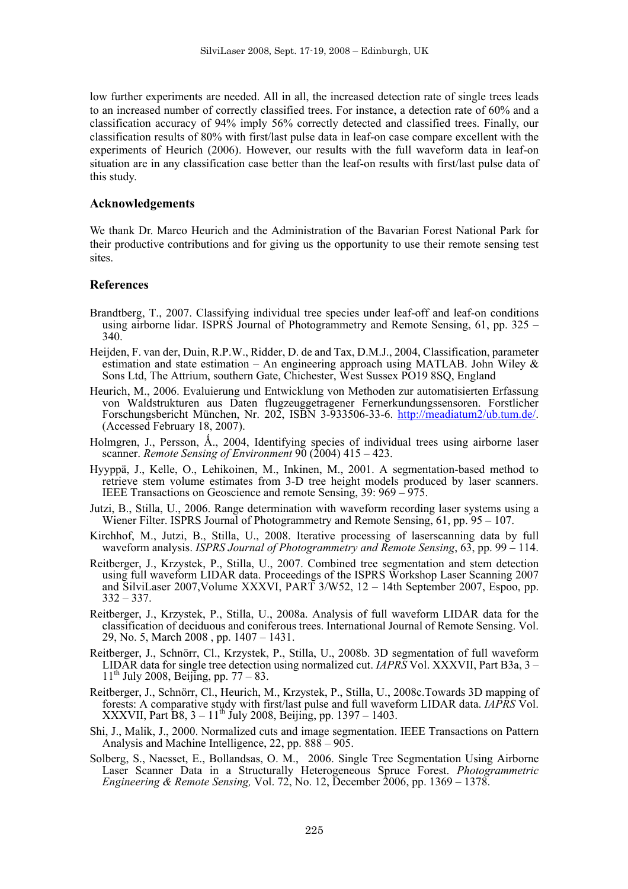low further experiments are needed. All in all, the increased detection rate of single trees leads to an increased number of correctly classified trees. For instance, a detection rate of 60% and a classification accuracy of 94% imply 56% correctly detected and classified trees. Finally, our classification results of 80% with first/last pulse data in leaf-on case compare excellent with the experiments of Heurich (2006). However, our results with the full waveform data in leaf-on situation are in any classification case better than the leaf-on results with first/last pulse data of this study.

## Acknowledgements

We thank Dr. Marco Heurich and the Administration of the Bavarian Forest National Park for their productive contributions and for giving us the opportunity to use their remote sensing test sites.

## References

Brandtberg, T., 2007. Classifying individual tree species under leaf-off and leaf-on conditions using airborne lidar. ISPRS Journal of Photogrammetry and Remote Sensing, 61, pp. 325 – 340.

Heijden, F. van der, Duin, R.P.W., Ridder, D. de and Tax, D.M.J., 2004, Classification, parameter estimation and state estimation – An engineering approach using MATLAB. John Wiley & Sons Ltd, The Attrium, southern Gate, Chichester, West Sussex PO19 8SQ, England

Heurich, M., 2006. Evaluierung und Entwicklung von Methoden zur automatisierten Erfassung von Waldstrukturen aus Daten flugzeuggetragener Fernerkundungssensoren. Forstlicher Forschungsbericht München, Nr. 202, ISBN 3-933506-33-6. http://meadiatum2/ub.tum.de/. (Accessed February 18, 2007).

Holmgren, J., Persson, Å., 2004, Identifying species of individual trees using airborne laser scanner. *Remote Sensing of Environment* 90 (2004) 415 – 423.

Hyyppä, J., Kelle, O., Lehikoinen, M., Inkinen, M., 2001. A segmentation-based method to retrieve stem volume estimates from 3-D tree height models produced by laser scanners. IEEE Transactions on Geoscience and remote Sensing, 39: 969 – 975.

Jutzi, B., Stilla, U., 2006. Range determination with waveform recording laser systems using a Wiener Filter. ISPRS Journal of Photogrammetry and Remote Sensing, 61, pp. 95 – 107.

Kirchhof, M., Jutzi, B., Stilla, U., 2008. Iterative processing of laserscanning data by full waveform analysis. *ISPRS Journal of Photogrammetry and Remote Sensing*, 63, pp. 99 – 114.

Reitberger, J., Krzystek, P., Stilla, U., 2007. Combined tree segmentation and stem detection using full waveform LIDAR data. Proceedings of the ISPRS Workshop Laser Scanning 2007 and SilviLaser 2007,Volume XXXVI, PART 3/W52, 12 – 14th September 2007, Espoo, pp. 332 – 337.

Reitberger, J., Krzystek, P., Stilla, U., 2008a. Analysis of full waveform LIDAR data for the classification of deciduous and coniferous trees. International Journal of Remote Sensing. Vol. 29, No. 5, March 2008 , pp. 1407 – 1431.

Reitberger, J., Schnörr, Cl., Krzystek, P., Stilla, U., 2008b. 3D segmentation of full waveform LIDAR data for single tree detection using normalized cut. *IAPRS* Vol. XXXVII, Part B3a, 3 – 11th July 2008, Beijing, pp. 77 – 83.

Reitberger, J., Schnörr, Cl., Heurich, M., Krzystek, P., Stilla, U., 2008c.Towards 3D mapping of forests: A comparative study with first/last pulse and full waveform LIDAR data. *IAPRS* Vol. XXXVII, Part B8, 3 – 11th July 2008, Beijing, pp. 1397 – 1403.

Shi, J., Malik, J., 2000. Normalized cuts and image segmentation. IEEE Transactions on Pattern Analysis and Machine Intelligence, 22, pp. 888 – 905.

Solberg, S., Naesset, E., Bollandsas, O. M., 2006. Single Tree Segmentation Using Airborne Laser Scanner Data in a Structurally Heterogeneous Spruce Forest. *Photogrammetric Engineering & Remote Sensing,* Vol. 72, No. 12, December 2006, pp. 1369 – 1378.